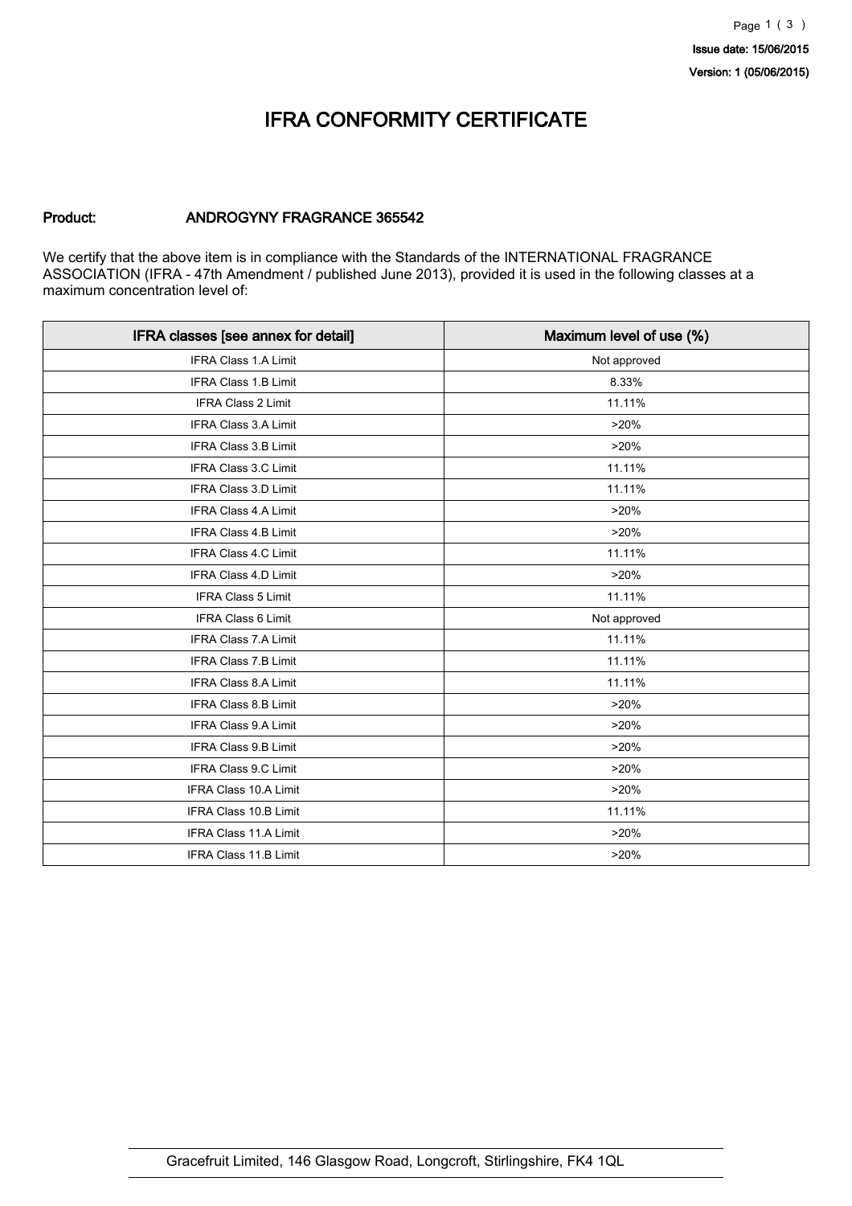# IFRA CONFORMITY CERTIFICATE

**Issue date: 15/06/2015**
**Version: 1 (05/06/2015)**

**Product:** **ANDROGYNY FRAGRANCE 365542**

We certify that the above item is in compliance with the Standards of the INTERNATIONAL FRAGRANCE ASSOCIATION (IFRA - 47th Amendment / published June 2013), provided it is used in the following classes at a maximum concentration level of:

| IFRA classes [see annex for detail] | Maximum level of use (%) |
|---|---|
| IFRA Class 1.A Limit | Not approved |
| IFRA Class 1.B Limit | 8.33% |
| IFRA Class 2 Limit | 11.11% |
| IFRA Class 3.A Limit | >20% |
| IFRA Class 3.B Limit | >20% |
| IFRA Class 3.C Limit | 11.11% |
| IFRA Class 3.D Limit | 11.11% |
| IFRA Class 4.A Limit | >20% |
| IFRA Class 4.B Limit | >20% |
| IFRA Class 4.C Limit | 11.11% |
| IFRA Class 4.D Limit | >20% |
| IFRA Class 5 Limit | 11.11% |
| IFRA Class 6 Limit | Not approved |
| IFRA Class 7.A Limit | 11.11% |
| IFRA Class 7.B Limit | 11.11% |
| IFRA Class 8.A Limit | 11.11% |
| IFRA Class 8.B Limit | >20% |
| IFRA Class 9.A Limit | >20% |
| IFRA Class 9.B Limit | >20% |
| IFRA Class 9.C Limit | >20% |
| IFRA Class 10.A Limit | >20% |
| IFRA Class 10.B Limit | 11.11% |
| IFRA Class 11.A Limit | >20% |
| IFRA Class 11.B Limit | >20% |

Gracefruit Limited, 146 Glasgow Road, Longcroft, Stirlingshire, FK4 1QL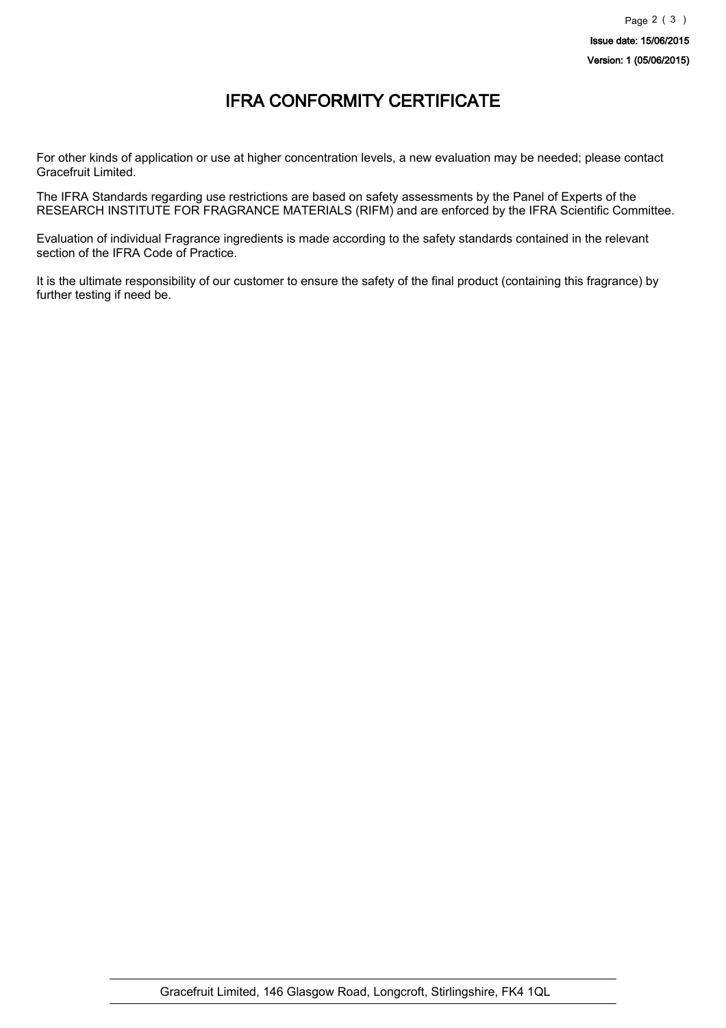# IFRA CONFORMITY CERTIFICATE

For other kinds of application or use at higher concentration levels, a new evaluation may be needed; please contact Gracefruit Limited.

The IFRA Standards regarding use restrictions are based on safety assessments by the Panel of Experts of the RESEARCH INSTITUTE FOR FRAGRANCE MATERIALS (RIFM) and are enforced by the IFRA Scientific Committee.

Evaluation of individual Fragrance ingredients is made according to the safety standards contained in the relevant section of the IFRA Code of Practice.

It is the ultimate responsibility of our customer to ensure the safety of the final product (containing this fragrance) by further testing if need be.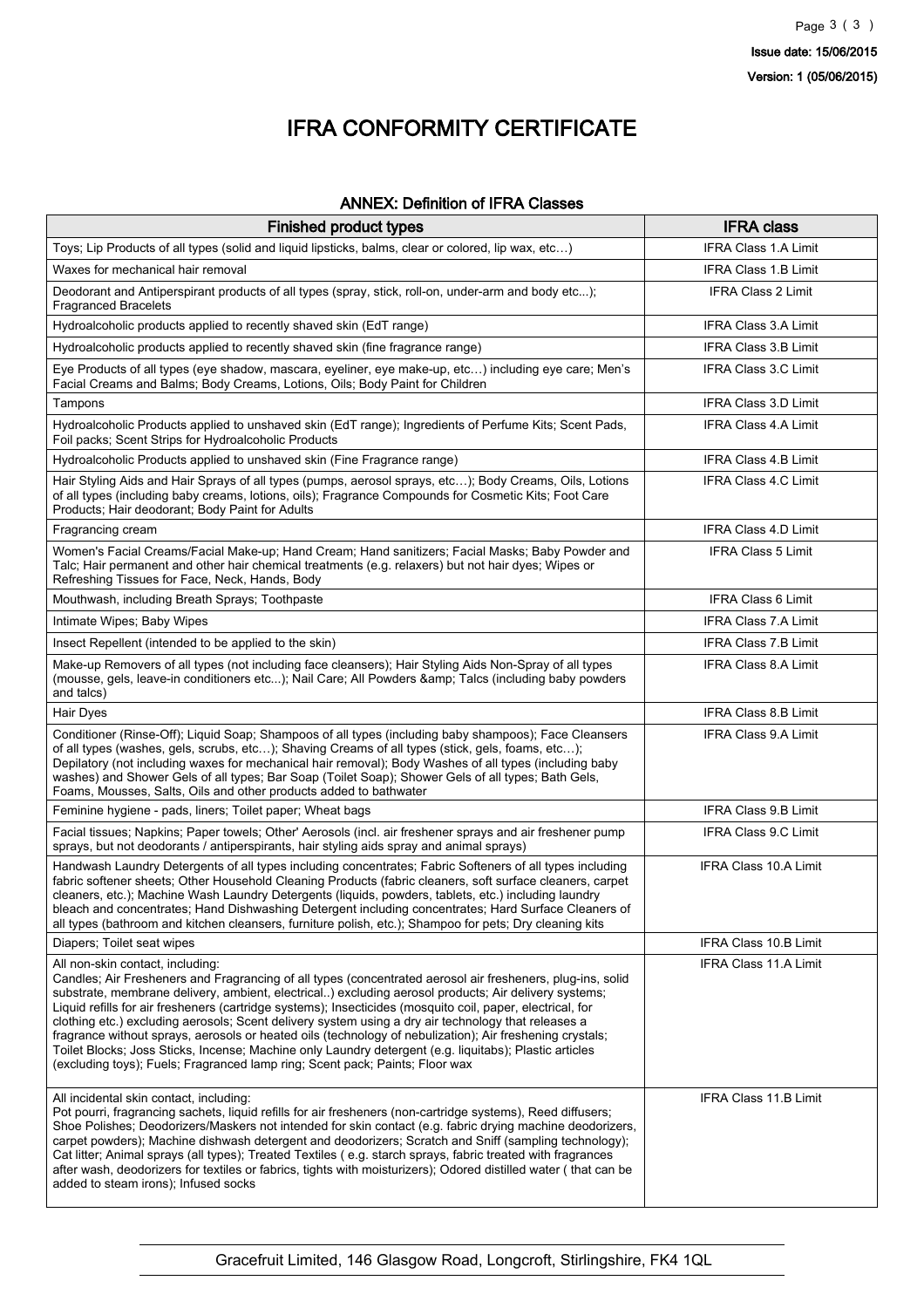# IFRA CONFORMITY CERTIFICATE

## ANNEX: Definition of IFRA Classes

| Finished product types | IFRA class |
|---|---|
| Toys; Lip Products of all types (solid and liquid lipsticks, balms, clear or colored, lip wax, etc…) | IFRA Class 1.A Limit |
| Waxes for mechanical hair removal | IFRA Class 1.B Limit |
| Deodorant and Antiperspirant products of all types (spray, stick, roll-on, under-arm and body etc...); Fragranced Bracelets | IFRA Class 2 Limit |
| Hydroalcoholic products applied to recently shaved skin (EdT range) | IFRA Class 3.A Limit |
| Hydroalcoholic products applied to recently shaved skin (fine fragrance range) | IFRA Class 3.B Limit |
| Eye Products of all types (eye shadow, mascara, eyeliner, eye make-up, etc…) including eye care; Men's Facial Creams and Balms; Body Creams, Lotions, Oils; Body Paint for Children | IFRA Class 3.C Limit |
| Tampons | IFRA Class 3.D Limit |
| Hydroalcoholic Products applied to unshaved skin (EdT range); Ingredients of Perfume Kits; Scent Pads, Foil packs; Scent Strips for Hydroalcoholic Products | IFRA Class 4.A Limit |
| Hydroalcoholic Products applied to unshaved skin (Fine Fragrance range) | IFRA Class 4.B Limit |
| Hair Styling Aids and Hair Sprays of all types (pumps, aerosol sprays, etc…); Body Creams, Oils, Lotions of all types (including baby creams, lotions, oils); Fragrance Compounds for Cosmetic Kits; Foot Care Products; Hair deodorant; Body Paint for Adults | IFRA Class 4.C Limit |
| Fragrancing cream | IFRA Class 4.D Limit |
| Women's Facial Creams/Facial Make-up; Hand Cream; Hand sanitizers; Facial Masks; Baby Powder and Talc; Hair permanent and other hair chemical treatments (e.g. relaxers) but not hair dyes; Wipes or Refreshing Tissues for Face, Neck, Hands, Body | IFRA Class 5 Limit |
| Mouthwash, including Breath Sprays; Toothpaste | IFRA Class 6 Limit |
| Intimate Wipes; Baby Wipes | IFRA Class 7.A Limit |
| Insect Repellent (intended to be applied to the skin) | IFRA Class 7.B Limit |
| Make-up Removers of all types (not including face cleansers); Hair Styling Aids Non-Spray of all types (mousse, gels, leave-in conditioners etc...); Nail Care; All Powders &amp; Talcs (including baby powders and talcs) | IFRA Class 8.A Limit |
| Hair Dyes | IFRA Class 8.B Limit |
| Conditioner (Rinse-Off); Liquid Soap; Shampoos of all types (including baby shampoos); Face Cleansers of all types (washes, gels, scrubs, etc…); Shaving Creams of all types (stick, gels, foams, etc…); Depilatory (not including waxes for mechanical hair removal); Body Washes of all types (including baby washes) and Shower Gels of all types; Bar Soap (Toilet Soap); Shower Gels of all types; Bath Gels, Foams, Mousses, Salts, Oils and other products added to bathwater | IFRA Class 9.A Limit |
| Feminine hygiene - pads, liners; Toilet paper; Wheat bags | IFRA Class 9.B Limit |
| Facial tissues; Napkins; Paper towels; Other' Aerosols (incl. air freshener sprays and air freshener pump sprays, but not deodorants / antiperspirants, hair styling aids spray and animal sprays) | IFRA Class 9.C Limit |
| Handwash Laundry Detergents of all types including concentrates; Fabric Softeners of all types including fabric softener sheets; Other Household Cleaning Products (fabric cleaners, soft surface cleaners, carpet cleaners, etc.); Machine Wash Laundry Detergents (liquids, powders, tablets, etc.) including laundry bleach and concentrates; Hand Dishwashing Detergent including concentrates; Hard Surface Cleaners of all types (bathroom and kitchen cleansers, furniture polish, etc.); Shampoo for pets; Dry cleaning kits | IFRA Class 10.A Limit |
| Diapers; Toilet seat wipes | IFRA Class 10.B Limit |
| All non-skin contact, including: Candles; Air Fresheners and Fragrancing of all types (concentrated aerosol air fresheners, plug-ins, solid substrate, membrane delivery, ambient, electrical..) excluding aerosol products; Air delivery systems; Liquid refills for air fresheners (cartridge systems); Insecticides (mosquito coil, paper, electrical, for clothing etc.) excluding aerosols; Scent delivery system using a dry air technology that releases a fragrance without sprays, aerosols or heated oils (technology of nebulization); Air freshening crystals; Toilet Blocks; Joss Sticks, Incense; Machine only Laundry detergent (e.g. liquitabs); Plastic articles (excluding toys); Fuels; Fragranced lamp ring; Scent pack; Paints; Floor wax | IFRA Class 11.A Limit |
| All incidental skin contact, including: Pot pourri, fragrancing sachets, liquid refills for air fresheners (non-cartridge systems), Reed diffusers; Shoe Polishes; Deodorizers/Maskers not intended for skin contact (e.g. fabric drying machine deodorizers, carpet powders); Machine dishwash detergent and deodorizers; Scratch and Sniff (sampling technology); Cat litter; Animal sprays (all types); Treated Textiles ( e.g. starch sprays, fabric treated with fragrances after wash, deodorizers for textiles or fabrics, tights with moisturizers); Odored distilled water ( that can be added to steam irons); Infused socks | IFRA Class 11.B Limit |

Gracefruit Limited, 146 Glasgow Road, Longcroft, Stirlingshire, FK4 1QL